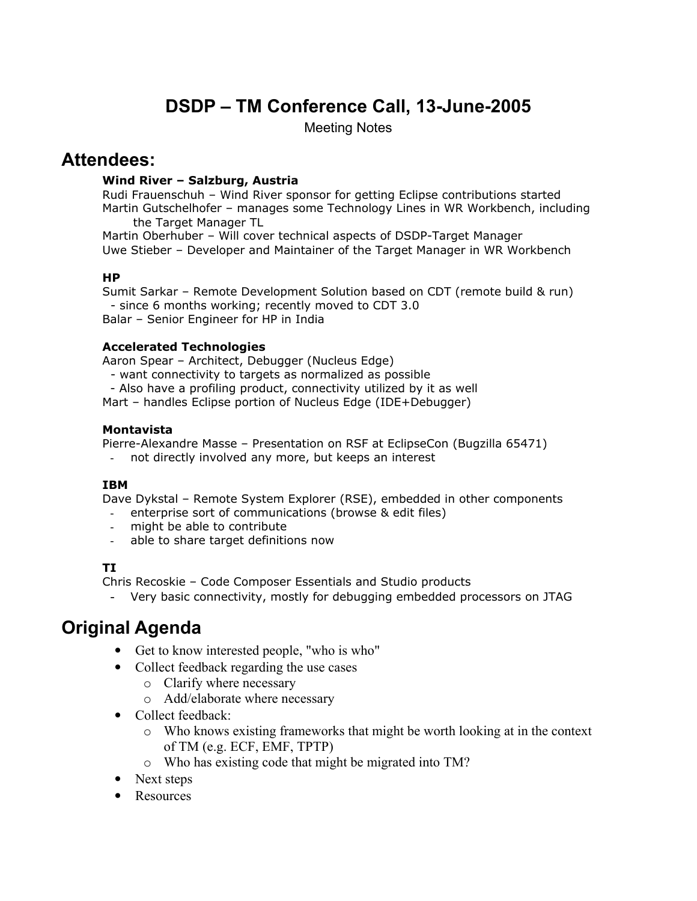# DSDP – TM Conference Call, 13-June-2005

Meeting Notes

## Attendees:

**Wind River – Salzburg, Austria**

Rudi Frauenschuh – Wind River sponsor for getting Eclipse contributions started
Martin Gutschelhofer – manages some Technology Lines in WR Workbench, including the Target Manager TL
Martin Oberhuber – Will cover technical aspects of DSDP-Target Manager
Uwe Stieber – Developer and Maintainer of the Target Manager in WR Workbench

**HP**

Sumit Sarkar – Remote Development Solution based on CDT (remote build & run)
 - since 6 months working; recently moved to CDT 3.0
Balar – Senior Engineer for HP in India

**Accelerated Technologies**

Aaron Spear – Architect, Debugger (Nucleus Edge)
 - want connectivity to targets as normalized as possible
 - Also have a profiling product, connectivity utilized by it as well
Mart – handles Eclipse portion of Nucleus Edge (IDE+Debugger)

**Montavista**

Pierre-Alexandre Masse – Presentation on RSF at EclipseCon (Bugzilla 65471)

- not directly involved any more, but keeps an interest

**IBM**

Dave Dykstal – Remote System Explorer (RSE), embedded in other components

- enterprise sort of communications (browse & edit files)
- might be able to contribute
- able to share target definitions now

**TI**

Chris Recoskie – Code Composer Essentials and Studio products

- Very basic connectivity, mostly for debugging embedded processors on JTAG

## Original Agenda

- Get to know interested people, "who is who"
- Collect feedback regarding the use cases
  - Clarify where necessary
  - Add/elaborate where necessary
- Collect feedback:
  - Who knows existing frameworks that might be worth looking at in the context of TM (e.g. ECF, EMF, TPTP)
  - Who has existing code that might be migrated into TM?
- Next steps
- Resources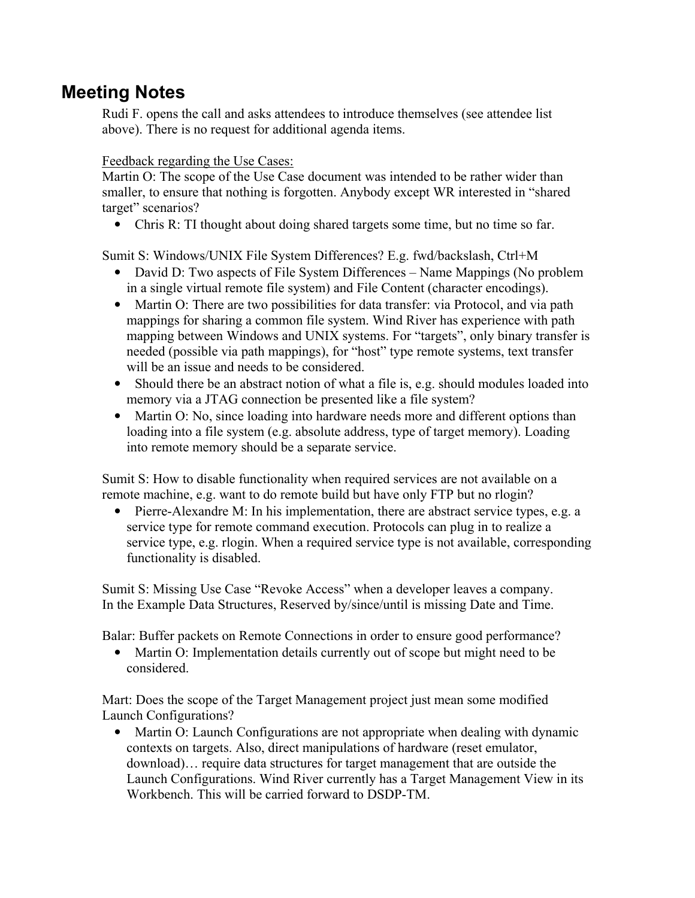## Meeting Notes

Rudi F. opens the call and asks attendees to introduce themselves (see attendee list above). There is no request for additional agenda items.

Feedback regarding the Use Cases:
Martin O: The scope of the Use Case document was intended to be rather wider than smaller, to ensure that nothing is forgotten. Anybody except WR interested in "shared target" scenarios?

- Chris R: TI thought about doing shared targets some time, but no time so far.

Sumit S: Windows/UNIX File System Differences? E.g. fwd/backslash, Ctrl+M

- David D: Two aspects of File System Differences – Name Mappings (No problem in a single virtual remote file system) and File Content (character encodings).
- Martin O: There are two possibilities for data transfer: via Protocol, and via path mappings for sharing a common file system. Wind River has experience with path mapping between Windows and UNIX systems. For "targets", only binary transfer is needed (possible via path mappings), for "host" type remote systems, text transfer will be an issue and needs to be considered.
- Should there be an abstract notion of what a file is, e.g. should modules loaded into memory via a JTAG connection be presented like a file system?
- Martin O: No, since loading into hardware needs more and different options than loading into a file system (e.g. absolute address, type of target memory). Loading into remote memory should be a separate service.

Sumit S: How to disable functionality when required services are not available on a remote machine, e.g. want to do remote build but have only FTP but no rlogin?

- Pierre-Alexandre M: In his implementation, there are abstract service types, e.g. a service type for remote command execution. Protocols can plug in to realize a service type, e.g. rlogin. When a required service type is not available, corresponding functionality is disabled.

Sumit S: Missing Use Case "Revoke Access" when a developer leaves a company.
In the Example Data Structures, Reserved by/since/until is missing Date and Time.

Balar: Buffer packets on Remote Connections in order to ensure good performance?

- Martin O: Implementation details currently out of scope but might need to be considered.

Mart: Does the scope of the Target Management project just mean some modified Launch Configurations?

- Martin O: Launch Configurations are not appropriate when dealing with dynamic contexts on targets. Also, direct manipulations of hardware (reset emulator, download)… require data structures for target management that are outside the Launch Configurations. Wind River currently has a Target Management View in its Workbench. This will be carried forward to DSDP-TM.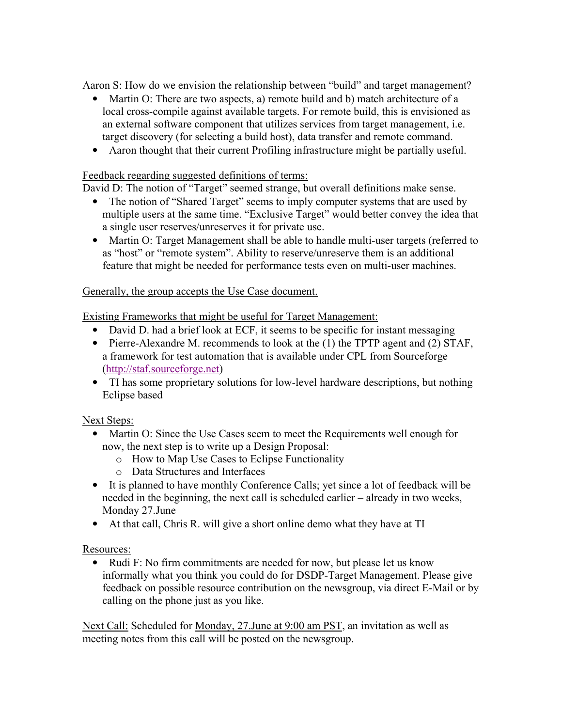Aaron S: How do we envision the relationship between "build" and target management?

- Martin O: There are two aspects, a) remote build and b) match architecture of a local cross-compile against available targets. For remote build, this is envisioned as an external software component that utilizes services from target management, i.e. target discovery (for selecting a build host), data transfer and remote command.
- Aaron thought that their current Profiling infrastructure might be partially useful.

<u>Feedback regarding suggested definitions of terms:</u>

David D: The notion of "Target" seemed strange, but overall definitions make sense.

- The notion of "Shared Target" seems to imply computer systems that are used by multiple users at the same time. "Exclusive Target" would better convey the idea that a single user reserves/unreserves it for private use.
- Martin O: Target Management shall be able to handle multi-user targets (referred to as "host" or "remote system". Ability to reserve/unreserve them is an additional feature that might be needed for performance tests even on multi-user machines.

<u>Generally, the group accepts the Use Case document.</u>

<u>Existing Frameworks that might be useful for Target Management:</u>

- David D. had a brief look at ECF, it seems to be specific for instant messaging
- Pierre-Alexandre M. recommends to look at the (1) the TPTP agent and (2) STAF, a framework for test automation that is available under CPL from Sourceforge ([http://staf.sourceforge.net](http://staf.sourceforge.net))
- TI has some proprietary solutions for low-level hardware descriptions, but nothing Eclipse based

<u>Next Steps:</u>

- Martin O: Since the Use Cases seem to meet the Requirements well enough for now, the next step is to write up a Design Proposal:
  - How to Map Use Cases to Eclipse Functionality
  - Data Structures and Interfaces
- It is planned to have monthly Conference Calls; yet since a lot of feedback will be needed in the beginning, the next call is scheduled earlier – already in two weeks, Monday 27.June
- At that call, Chris R. will give a short online demo what they have at TI

<u>Resources:</u>

- Rudi F: No firm commitments are needed for now, but please let us know informally what you think you could do for DSDP-Target Management. Please give feedback on possible resource contribution on the newsgroup, via direct E-Mail or by calling on the phone just as you like.

<u>Next Call:</u> Scheduled for <u>Monday, 27.June at 9:00 am PST</u>, an invitation as well as meeting notes from this call will be posted on the newsgroup.